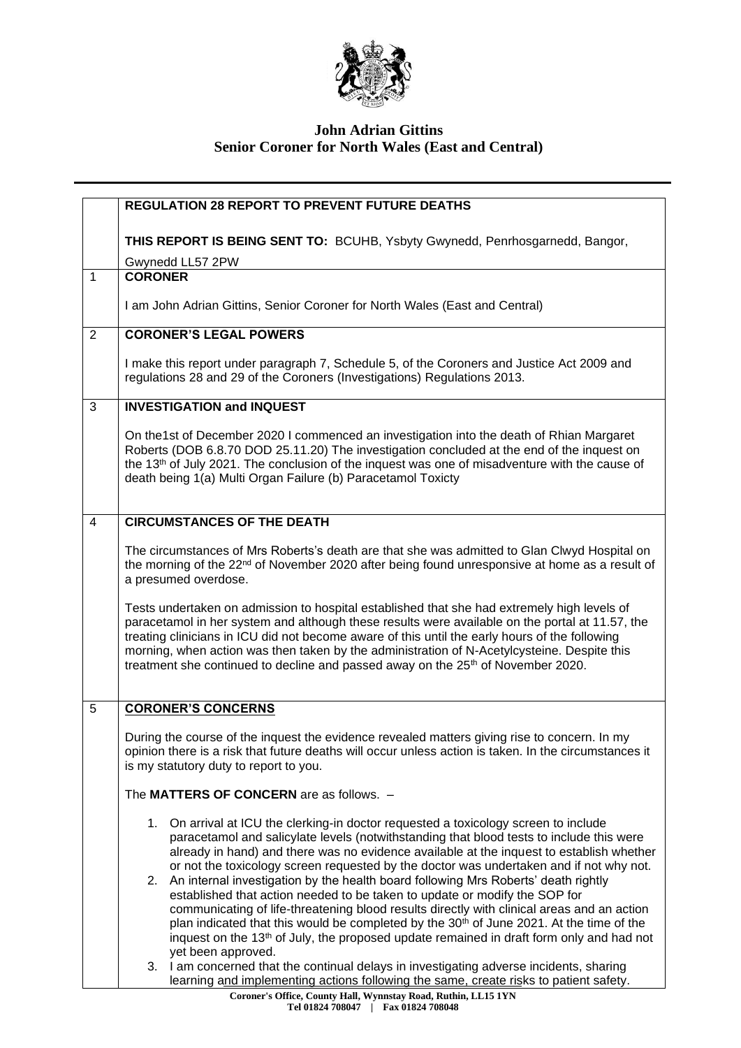**John Adrian Gittins**
**Senior Coroner for North Wales (East and Central)**

| | **REGULATION 28 REPORT TO PREVENT FUTURE DEATHS**<br><br>**THIS REPORT IS BEING SENT TO:** BCUHB, Ysbyty Gwynedd, Penrhosgarnedd, Bangor, Gwynedd LL57 2PW |
|---|---|
| 1 | **CORONER**<br><br>I am John Adrian Gittins, Senior Coroner for North Wales (East and Central) |
| 2 | **CORONER'S LEGAL POWERS**<br><br>I make this report under paragraph 7, Schedule 5, of the Coroners and Justice Act 2009 and regulations 28 and 29 of the Coroners (Investigations) Regulations 2013. |
| 3 | **INVESTIGATION and INQUEST**<br><br>On the1st of December 2020 I commenced an investigation into the death of Rhian Margaret Roberts (DOB 6.8.70 DOD 25.11.20) The investigation concluded at the end of the inquest on the 13th of July 2021. The conclusion of the inquest was one of misadventure with the cause of death being 1(a) Multi Organ Failure (b) Paracetamol Toxicty |
| 4 | **CIRCUMSTANCES OF THE DEATH**<br><br>The circumstances of Mrs Roberts's death are that she was admitted to Glan Clwyd Hospital on the morning of the 22nd of November 2020 after being found unresponsive at home as a result of a presumed overdose.<br><br>Tests undertaken on admission to hospital established that she had extremely high levels of paracetamol in her system and although these results were available on the portal at 11.57, the treating clinicians in ICU did not become aware of this until the early hours of the following morning, when action was then taken by the administration of N-Acetylcysteine. Despite this treatment she continued to decline and passed away on the 25th of November 2020. |
| 5 | **CORONER'S CONCERNS**<br><br>During the course of the inquest the evidence revealed matters giving rise to concern. In my opinion there is a risk that future deaths will occur unless action is taken. In the circumstances it is my statutory duty to report to you.<br><br>The **MATTERS OF CONCERN** are as follows. –<br><br>1. On arrival at ICU the clerking-in doctor requested a toxicology screen to include paracetamol and salicylate levels (notwithstanding that blood tests to include this were already in hand) and there was no evidence available at the inquest to establish whether or not the toxicology screen requested by the doctor was undertaken and if not why not.<br>2. An internal investigation by the health board following Mrs Roberts' death rightly established that action needed to be taken to update or modify the SOP for communicating of life-threatening blood results directly with clinical areas and an action plan indicated that this would be completed by the 30th of June 2021. At the time of the inquest on the 13th of July, the proposed update remained in draft form only and had not yet been approved.<br>3. I am concerned that the continual delays in investigating adverse incidents, sharing learning and implementing actions following the same, create risks to patient safety. |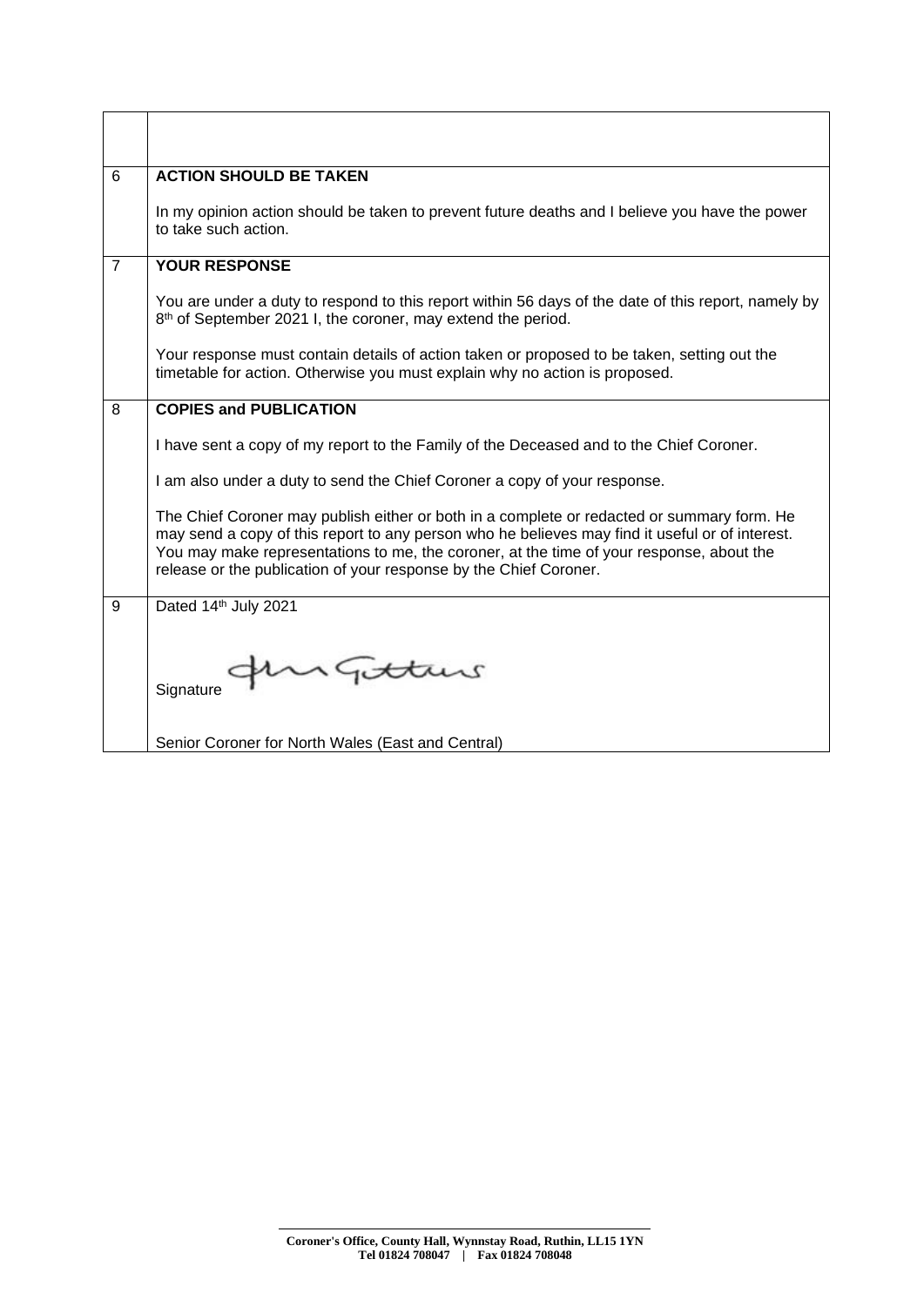| | |
|---|---|
| | |
| 6 | **ACTION SHOULD BE TAKEN**<br><br>In my opinion action should be taken to prevent future deaths and I believe you have the power to take such action. |
| 7 | **YOUR RESPONSE**<br><br>You are under a duty to respond to this report within 56 days of the date of this report, namely by 8th of September 2021 I, the coroner, may extend the period.<br><br>Your response must contain details of action taken or proposed to be taken, setting out the timetable for action. Otherwise you must explain why no action is proposed. |
| 8 | **COPIES and PUBLICATION**<br><br>I have sent a copy of my report to the Family of the Deceased and to the Chief Coroner.<br><br>I am also under a duty to send the Chief Coroner a copy of your response.<br><br>The Chief Coroner may publish either or both in a complete or redacted or summary form. He may send a copy of this report to any person who he believes may find it useful or of interest. You may make representations to me, the coroner, at the time of your response, about the release or the publication of your response by the Chief Coroner. |
| 9 | Dated 14th July 2021<br><br>Signature<br><br>Senior Coroner for North Wales (East and Central) |

**Coroner's Office, County Hall, Wynnstay Road, Ruthin, LL15 1YN**
**Tel 01824 708047 | Fax 01824 708048**